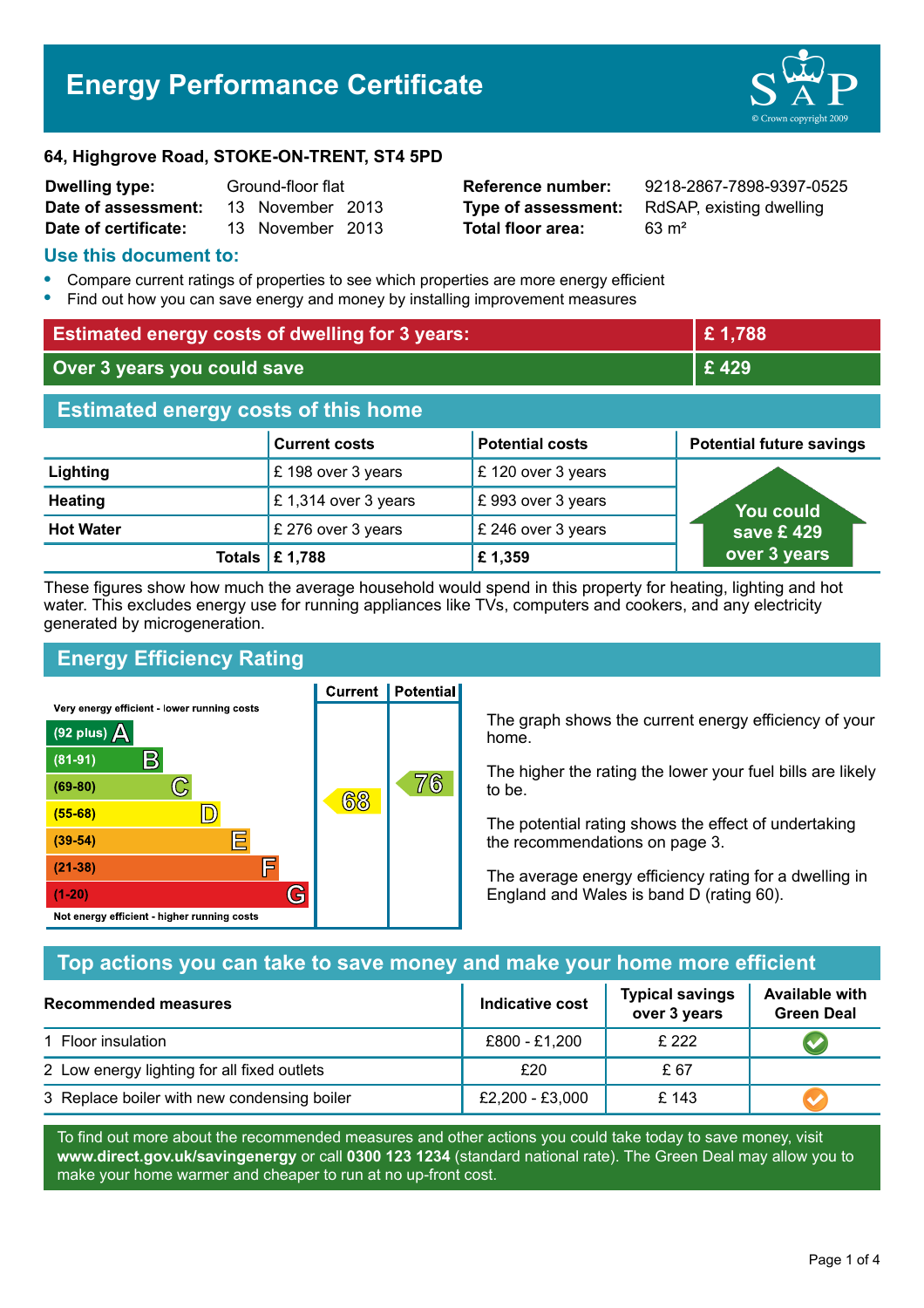# Energy Performance Certificate

**64, Highgrove Road, STOKE-ON-TRENT, ST4 5PD**

| | | | |
|---|---|---|---|
| **Dwelling type:** | Ground-floor flat | **Reference number:** | 9218-2867-7898-9397-0525 |
| **Date of assessment:** | 13 November 2013 | **Type of assessment:** | RdSAP, existing dwelling |
| **Date of certificate:** | 13 November 2013 | **Total floor area:** | 63 m² |

## Use this document to:

- Compare current ratings of properties to see which properties are more energy efficient
- Find out how you can save energy and money by installing improvement measures

| | |
|---|---|
| **Estimated energy costs of dwelling for 3 years:** | **£ 1,788** |
| **Over 3 years you could save** | **£ 429** |

## Estimated energy costs of this home

| | Current costs | Potential costs | Potential future savings |
|---|---|---|---|
| **Lighting** | £ 198 over 3 years | £ 120 over 3 years | You could save £ 429 over 3 years |
| **Heating** | £ 1,314 over 3 years | £ 993 over 3 years | |
| **Hot Water** | £ 276 over 3 years | £ 246 over 3 years | |
| **Totals** | **£ 1,788** | **£ 1,359** | |

These figures show how much the average household would spend in this property for heating, lighting and hot water. This excludes energy use for running appliances like TVs, computers and cookers, and any electricity generated by microgeneration.

## Energy Efficiency Rating

| Rating band | Current | Potential |
|---|---|---|
| Very energy efficient - lower running costs | | |
| (92 plus) A | | |
| (81-91) B | | |
| (69-80) C | | 76 |
| (55-68) D | 68 | |
| (39-54) E | | |
| (21-38) F | | |
| (1-20) G | | |
| Not energy efficient - higher running costs | | |

The graph shows the current energy efficiency of your home.

The higher the rating the lower your fuel bills are likely to be.

The potential rating shows the effect of undertaking the recommendations on page 3.

The average energy efficiency rating for a dwelling in England and Wales is band D (rating 60).

## Top actions you can take to save money and make your home more efficient

| Recommended measures | Indicative cost | Typical savings over 3 years | Available with Green Deal |
|---|---|---|---|
| 1 Floor insulation | £800 - £1,200 | £ 222 | ✔ |
| 2 Low energy lighting for all fixed outlets | £20 | £ 67 | |
| 3 Replace boiler with new condensing boiler | £2,200 - £3,000 | £ 143 | ✔ |

To find out more about the recommended measures and other actions you could take today to save money, visit **www.direct.gov.uk/savingenergy** or call **0300 123 1234** (standard national rate). The Green Deal may allow you to make your home warmer and cheaper to run at no up-front cost.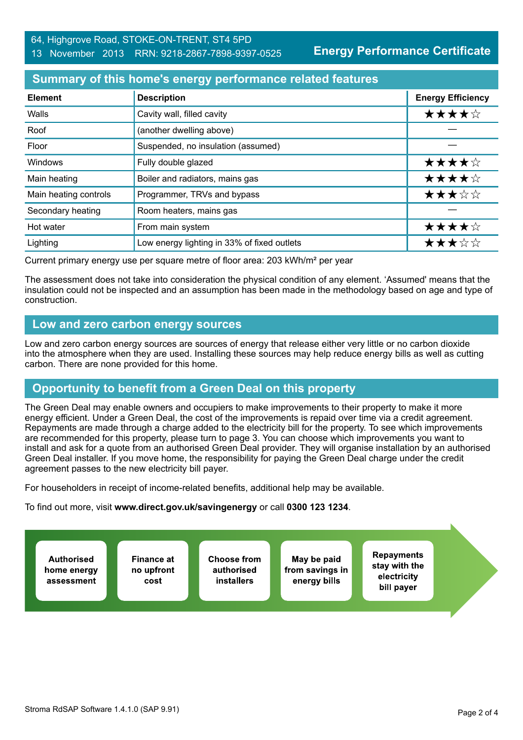64, Highgrove Road, STOKE-ON-TRENT, ST4 5PD
13 November 2013 RRN: 9218-2867-7898-9397-0525

**Energy Performance Certificate**

## Summary of this home's energy performance related features

| Element | Description | Energy Efficiency |
|---|---|---|
| Walls | Cavity wall, filled cavity | ★★★★☆ |
| Roof | (another dwelling above) | — |
| Floor | Suspended, no insulation (assumed) | — |
| Windows | Fully double glazed | ★★★★☆ |
| Main heating | Boiler and radiators, mains gas | ★★★★☆ |
| Main heating controls | Programmer, TRVs and bypass | ★★★☆☆ |
| Secondary heating | Room heaters, mains gas | — |
| Hot water | From main system | ★★★★☆ |
| Lighting | Low energy lighting in 33% of fixed outlets | ★★★☆☆ |

Current primary energy use per square metre of floor area: 203 kWh/m² per year

The assessment does not take into consideration the physical condition of any element. 'Assumed' means that the insulation could not be inspected and an assumption has been made in the methodology based on age and type of construction.

## Low and zero carbon energy sources

Low and zero carbon energy sources are sources of energy that release either very little or no carbon dioxide into the atmosphere when they are used. Installing these sources may help reduce energy bills as well as cutting carbon. There are none provided for this home.

## Opportunity to benefit from a Green Deal on this property

The Green Deal may enable owners and occupiers to make improvements to their property to make it more energy efficient. Under a Green Deal, the cost of the improvements is repaid over time via a credit agreement. Repayments are made through a charge added to the electricity bill for the property. To see which improvements are recommended for this property, please turn to page 3. You can choose which improvements you want to install and ask for a quote from an authorised Green Deal provider. They will organise installation by an authorised Green Deal installer. If you move home, the responsibility for paying the Green Deal charge under the credit agreement passes to the new electricity bill payer.

For householders in receipt of income-related benefits, additional help may be available.

To find out more, visit **www.direct.gov.uk/savingenergy** or call **0300 123 1234**.

**Authorised home energy assessment** → **Finance at no upfront cost** → **Choose from authorised installers** → **May be paid from savings in energy bills** → **Repayments stay with the electricity bill payer**

Stroma RdSAP Software 1.4.1.0 (SAP 9.91)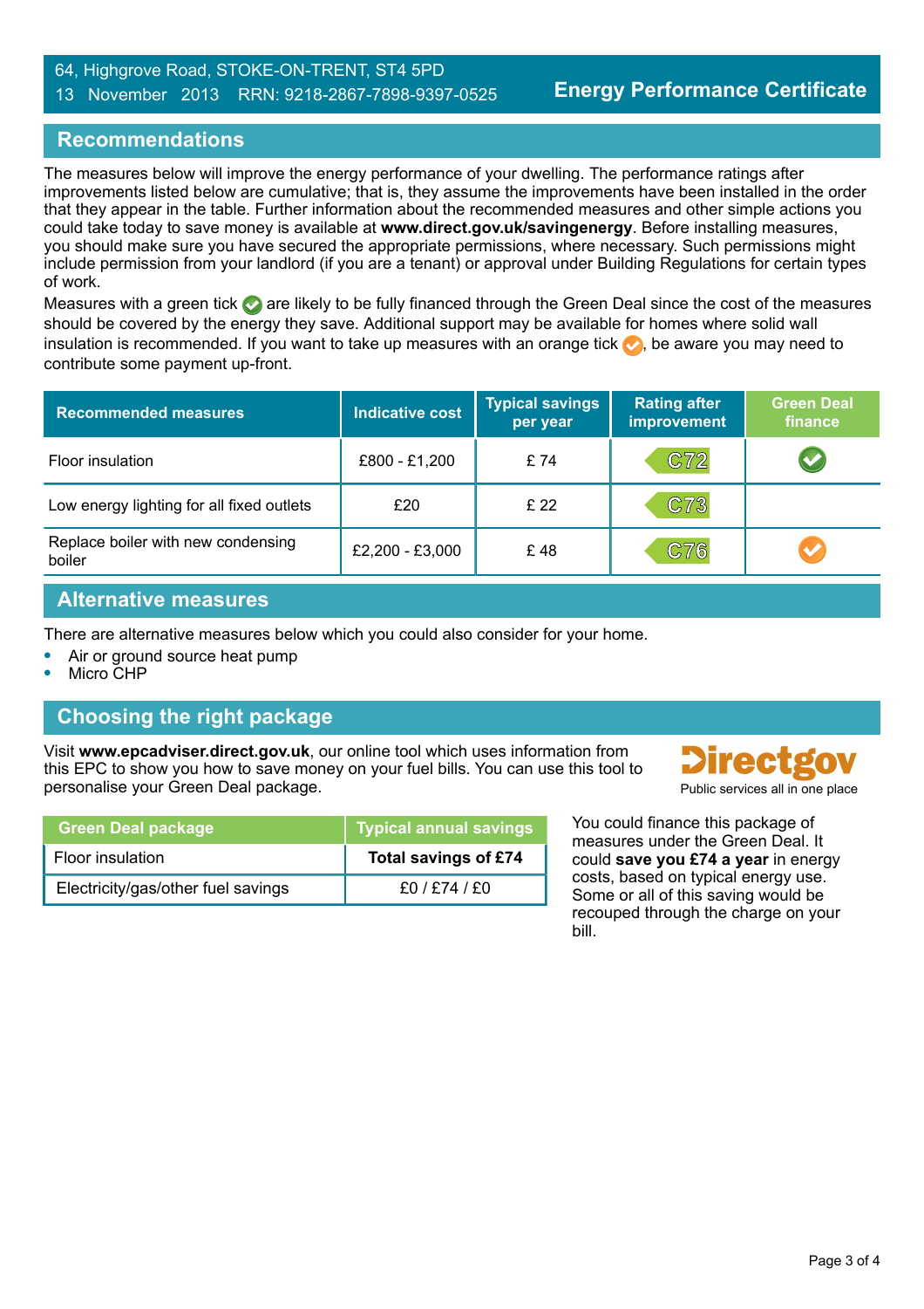64, Highgrove Road, STOKE-ON-TRENT, ST4 5PD
13 November 2013 RRN: 9218-2867-7898-9397-0525

**Energy Performance Certificate**

## Recommendations

The measures below will improve the energy performance of your dwelling. The performance ratings after improvements listed below are cumulative; that is, they assume the improvements have been installed in the order that they appear in the table. Further information about the recommended measures and other simple actions you could take today to save money is available at **www.direct.gov.uk/savingenergy**. Before installing measures, you should make sure you have secured the appropriate permissions, where necessary. Such permissions might include permission from your landlord (if you are a tenant) or approval under Building Regulations for certain types of work.

Measures with a green tick ✅ are likely to be fully financed through the Green Deal since the cost of the measures should be covered by the energy they save. Additional support may be available for homes where solid wall insulation is recommended. If you want to take up measures with an orange tick 🟠, be aware you may need to contribute some payment up-front.

| Recommended measures | Indicative cost | Typical savings per year | Rating after improvement | Green Deal finance |
|---|---|---|---|---|
| Floor insulation | £800 - £1,200 | £ 74 | C72 | ✅ (green tick) |
| Low energy lighting for all fixed outlets | £20 | £ 22 | C73 | |
| Replace boiler with new condensing boiler | £2,200 - £3,000 | £ 48 | C76 | 🟠 (orange tick) |

## Alternative measures

There are alternative measures below which you could also consider for your home.

- Air or ground source heat pump
- Micro CHP

## Choosing the right package

Visit **www.epcadviser.direct.gov.uk**, our online tool which uses information from this EPC to show you how to save money on your fuel bills. You can use this tool to personalise your Green Deal package.

Directgov
Public services all in one place

| Green Deal package | Typical annual savings |
|---|---|
| Floor insulation | **Total savings of £74** |
| Electricity/gas/other fuel savings | £0 / £74 / £0 |

You could finance this package of measures under the Green Deal. It could **save you £74 a year** in energy costs, based on typical energy use. Some or all of this saving would be recouped through the charge on your bill.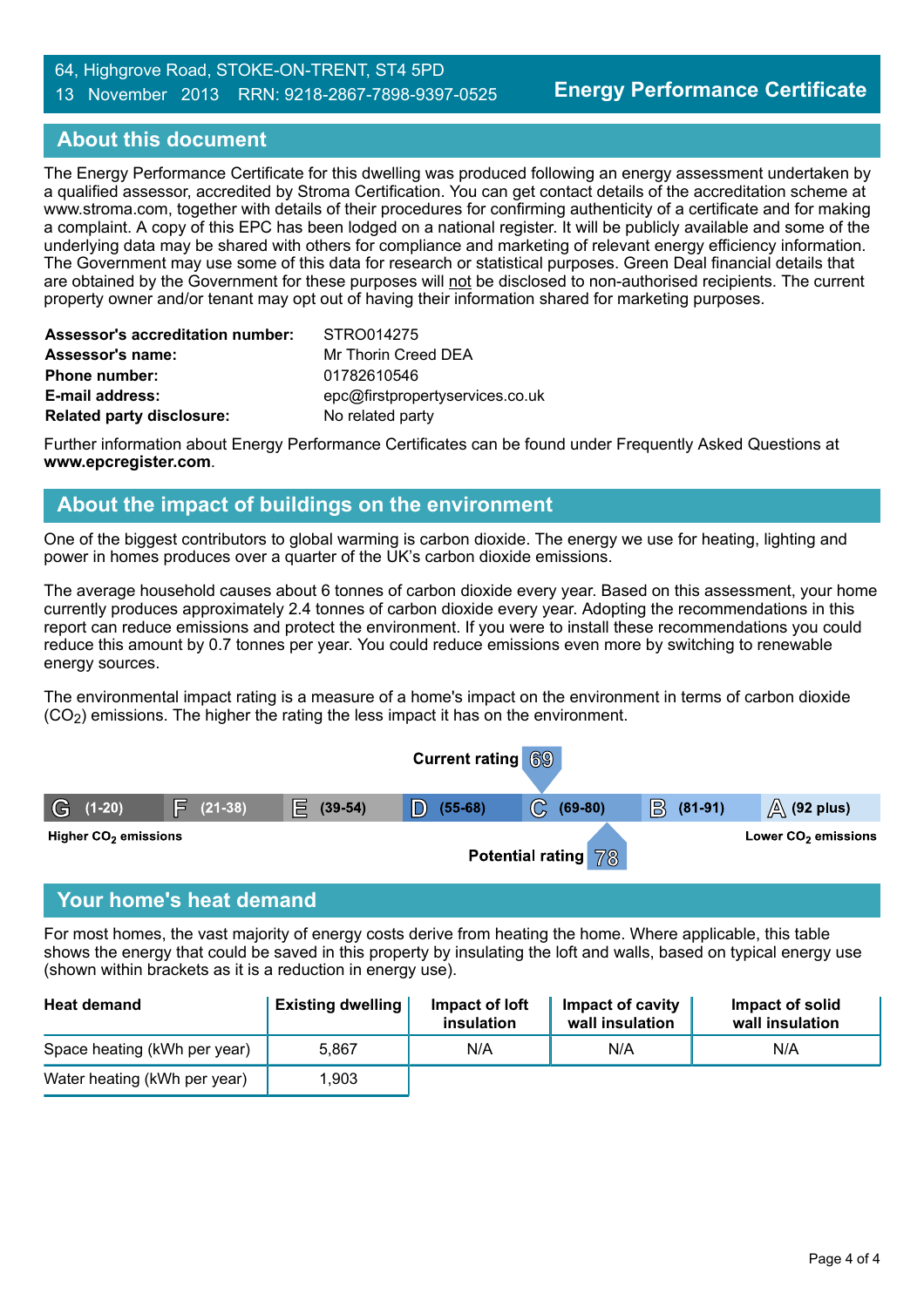64, Highgrove Road, STOKE-ON-TRENT, ST4 5PD
13 November 2013 RRN: 9218-2867-7898-9397-0525

**Energy Performance Certificate**

## About this document

The Energy Performance Certificate for this dwelling was produced following an energy assessment undertaken by a qualified assessor, accredited by Stroma Certification. You can get contact details of the accreditation scheme at www.stroma.com, together with details of their procedures for confirming authenticity of a certificate and for making a complaint. A copy of this EPC has been lodged on a national register. It will be publicly available and some of the underlying data may be shared with others for compliance and marketing of relevant energy efficiency information. The Government may use some of this data for research or statistical purposes. Green Deal financial details that are obtained by the Government for these purposes will not be disclosed to non-authorised recipients. The current property owner and/or tenant may opt out of having their information shared for marketing purposes.

| | |
|---|---|
| **Assessor's accreditation number:** | STRO014275 |
| **Assessor's name:** | Mr Thorin Creed DEA |
| **Phone number:** | 01782610546 |
| **E-mail address:** | epc@firstpropertyservices.co.uk |
| **Related party disclosure:** | No related party |

Further information about Energy Performance Certificates can be found under Frequently Asked Questions at **www.epcregister.com**.

## About the impact of buildings on the environment

One of the biggest contributors to global warming is carbon dioxide. The energy we use for heating, lighting and power in homes produces over a quarter of the UK's carbon dioxide emissions.

The average household causes about 6 tonnes of carbon dioxide every year. Based on this assessment, your home currently produces approximately 2.4 tonnes of carbon dioxide every year. Adopting the recommendations in this report can reduce emissions and protect the environment. If you were to install these recommendations you could reduce this amount by 0.7 tonnes per year. You could reduce emissions even more by switching to renewable energy sources.

The environmental impact rating is a measure of a home's impact on the environment in terms of carbon dioxide ($CO_2$) emissions. The higher the rating the less impact it has on the environment.

Current rating 69

G (1-20) F (21-38) E (39-54) D (55-68) C (69-80) B (81-91) A (92 plus)

Higher $CO_2$ emissions

Lower $CO_2$ emissions

Potential rating 78

## Your home's heat demand

For most homes, the vast majority of energy costs derive from heating the home. Where applicable, this table shows the energy that could be saved in this property by insulating the loft and walls, based on typical energy use (shown within brackets as it is a reduction in energy use).

| Heat demand | Existing dwelling | Impact of loft insulation | Impact of cavity wall insulation | Impact of solid wall insulation |
|---|---|---|---|---|
| Space heating (kWh per year) | 5,867 | N/A | N/A | N/A |
| Water heating (kWh per year) | 1,903 | | | |